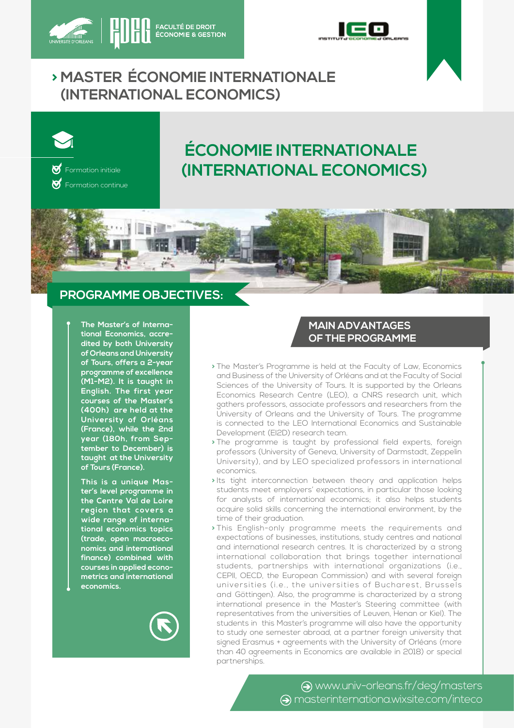FACULTÉ DE DROIT ÉCONOMIE & GESTION

INSTITUT d'ÉCONOMIE d'ORLÉANS

# › MASTER ÉCONOMIE INTERNATIONALE (INTERNATIONAL ECONOMICS)

- Formation initiale
- Formation continue

# ÉCONOMIE INTERNATIONALE (INTERNATIONAL ECONOMICS)

## PROGRAMME OBJECTIVES:

**The Master's of International Economics, accredited by both University of Orleans and University of Tours, offers a 2-year programme of excellence (M1-M2). It is taught in English. The first year courses of the Master's (400h) are held at the University of Orléans (France), while the 2nd year (180h, from September to December) is taught at the University of Tours (France).**

**This is a unique Master's level programme in the Centre Val de Loire region that covers a wide range of international economics topics (trade, open macroeconomics and international finance) combined with courses in applied econometrics and international economics.**

## MAIN ADVANTAGES OF THE PROGRAMME

- The Master's Programme is held at the Faculty of Law, Economics and Business of the University of Orléans and at the Faculty of Social Sciences of the University of Tours. It is supported by the Orleans Economics Research Centre (LEO), a CNRS research unit, which gathers professors, associate professors and researchers from the University of Orleans and the University of Tours. The programme is connected to the LEO International Economics and Sustainable Development (EI2D) research team.
- The programme is taught by professional field experts, foreign professors (University of Geneva, University of Darmstadt, Zeppelin University), and by LEO specialized professors in international economics.
- Its tight interconnection between theory and application helps students meet employers' expectations, in particular those looking for analysts of international economics; it also helps students acquire solid skills concerning the international environment, by the time of their graduation.
- This English-only programme meets the requirements and expectations of businesses, institutions, study centres and national and international research centres. It is characterized by a strong international collaboration that brings together international students, partnerships with international organizations (i.e., CEPII, OECD, the European Commission) and with several foreign universities (i.e., the universities of Bucharest, Brussels and Göttingen). Also, the programme is characterized by a strong international presence in the Master's Steering committee (with representatives from the universities of Leuven, Henan or Kiel). The students in this Master's programme will also have the opportunity to study one semester abroad, at a partner foreign university that signed Erasmus + agreements with the University of Orléans (more than 40 agreements in Economics are available in 2018) or special partnerships.

www.univ-orleans.fr/deg/masters
masterinternationa.wixsite.com/inteco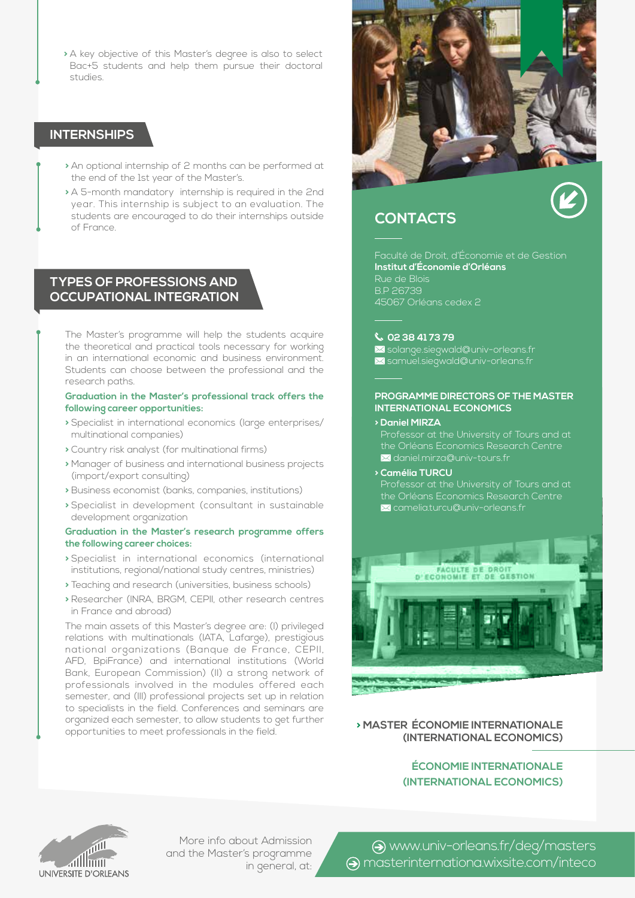› A key objective of this Master's degree is also to select Bac+5 students and help them pursue their doctoral studies.

## INTERNSHIPS

› An optional internship of 2 months can be performed at the end of the 1st year of the Master's.

› A 5-month mandatory internship is required in the 2nd year. This internship is subject to an evaluation. The students are encouraged to do their internships outside of France.

## TYPES OF PROFESSIONS AND OCCUPATIONAL INTEGRATION

The Master's programme will help the students acquire the theoretical and practical tools necessary for working in an international economic and business environment. Students can choose between the professional and the research paths.

**Graduation in the Master's professional track offers the following career opportunities:**

› Specialist in international economics (large enterprises/ multinational companies)

› Country risk analyst (for multinational firms)

› Manager of business and international business projects (import/export consulting)

› Business economist (banks, companies, institutions)

› Specialist in development (consultant in sustainable development organization

**Graduation in the Master's research programme offers the following career choices:**

› Specialist in international economics (international institutions, regional/national study centres, ministries)

› Teaching and research (universities, business schools)

› Researcher (INRA, BRGM, CEPII, other research centres in France and abroad)

The main assets of this Master's degree are: (I) privileged relations with multinationals (IATA, Lafarge), prestigious national organizations (Banque de France, CEPII, AFD, BpiFrance) and international institutions (World Bank, European Commission) (II) a strong network of professionals involved in the modules offered each semester, and (III) professional projects set up in relation to specialists in the field. Conferences and seminars are organized each semester, to allow students to get further opportunities to meet professionals in the field.

## CONTACTS

Faculté de Droit, d'Économie et de Gestion
**Institut d'Économie d'Orléans**
Rue de Blois
B.P 26739
45067 Orléans cedex 2

**02 38 41 73 79**
solange.siegwald@univ-orleans.fr
samuel.siegwald@univ-orleans.fr

**PROGRAMME DIRECTORS OF THE MASTER INTERNATIONAL ECONOMICS**

› **Daniel MIRZA**
Professor at the University of Tours and at the Orléans Economics Research Centre
daniel.mirza@univ-tours.fr

› **Camélia TURCU**
Professor at the University of Tours and at the Orléans Economics Research Centre
camelia.turcu@univ-orleans.fr

**› MASTER ÉCONOMIE INTERNATIONALE (INTERNATIONAL ECONOMICS)**

**ÉCONOMIE INTERNATIONALE (INTERNATIONAL ECONOMICS)**

UNIVERSITE D'ORLEANS

More info about Admission and the Master's programme in general, at:

www.univ-orleans.fr/deg/masters
masterinternationa.wixsite.com/inteco